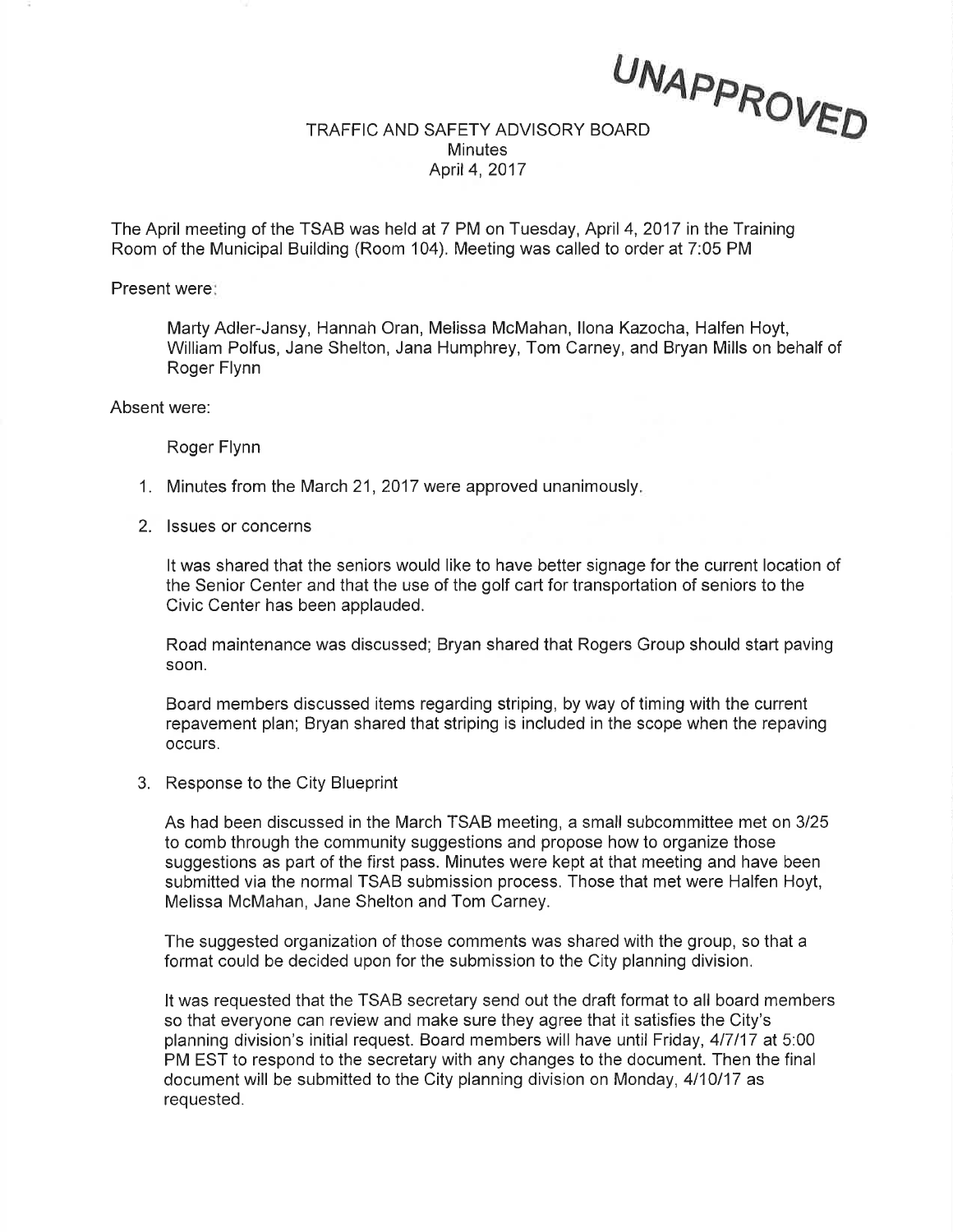UNAPPROVED

# TRAFFIC AND SAFETY ADVISORY BOARD

Minutes

April 4, 2017

The April meeting of the TSAB was held at 7 PM on Tuesday, April 4, 2017 in the Training Room of the Municipal Building (Room 104). Meeting was called to order at 7:05 PM

Present were:

Marty Adler-Jansy, Hannah Oran, Melissa McMahan, Ilona Kazocha, Halfen Hoyt, William Polfus, Jane Shelton, Jana Humphrey, Tom Carney, and Bryan Mills on behalf of Roger Flynn

Absent were:

Roger Flynn

1. Minutes from the March 21, 2017 were approved unanimously.

2. Issues or concerns

   It was shared that the seniors would like to have better signage for the current location of the Senior Center and that the use of the golf cart for transportation of seniors to the Civic Center has been applauded.

   Road maintenance was discussed; Bryan shared that Rogers Group should start paving soon.

   Board members discussed items regarding striping, by way of timing with the current repavement plan; Bryan shared that striping is included in the scope when the repaving occurs.

3. Response to the City Blueprint

   As had been discussed in the March TSAB meeting, a small subcommittee met on 3/25 to comb through the community suggestions and propose how to organize those suggestions as part of the first pass. Minutes were kept at that meeting and have been submitted via the normal TSAB submission process. Those that met were Halfen Hoyt, Melissa McMahan, Jane Shelton and Tom Carney.

   The suggested organization of those comments was shared with the group, so that a format could be decided upon for the submission to the City planning division.

   It was requested that the TSAB secretary send out the draft format to all board members so that everyone can review and make sure they agree that it satisfies the City's planning division's initial request. Board members will have until Friday, 4/7/17 at 5:00 PM EST to respond to the secretary with any changes to the document. Then the final document will be submitted to the City planning division on Monday, 4/10/17 as requested.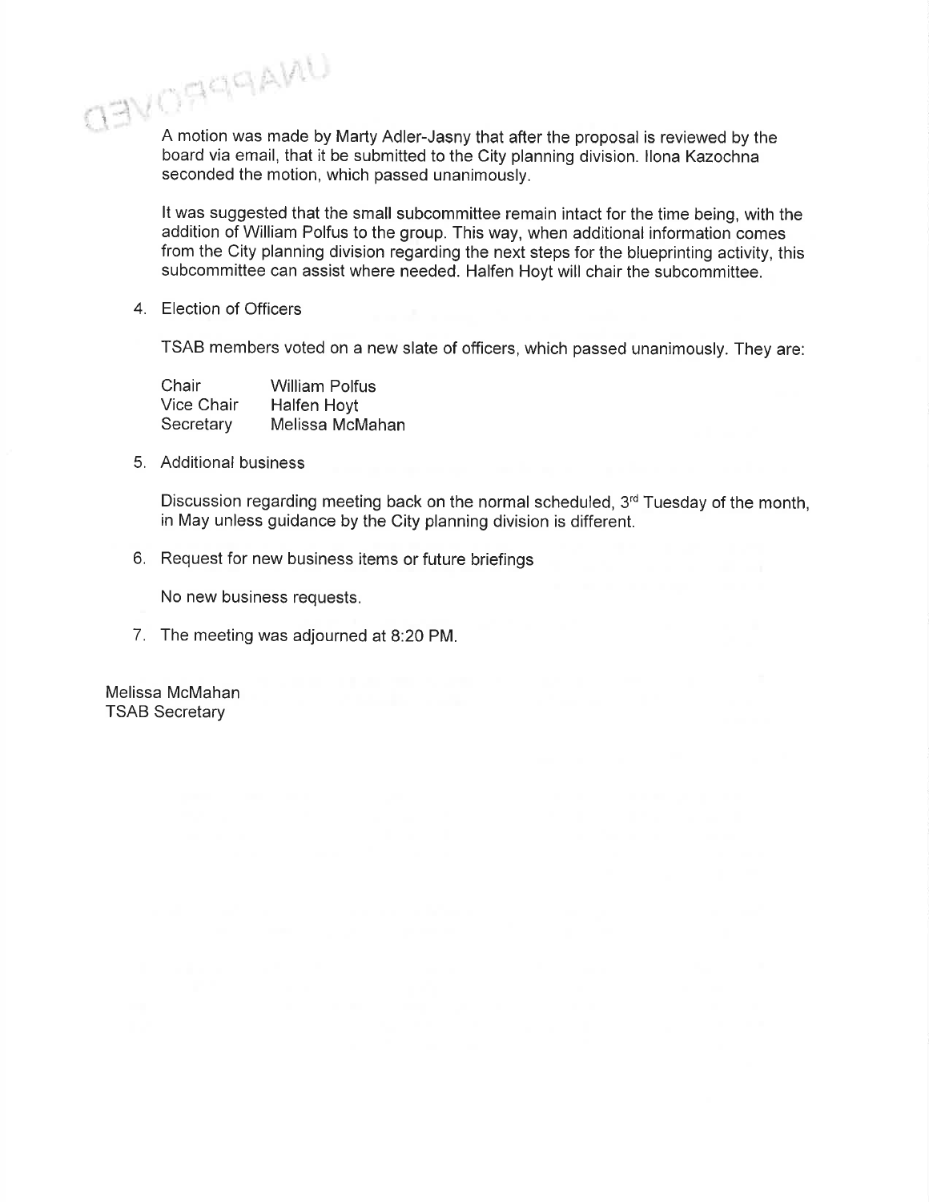UNAPPROVED

A motion was made by Marty Adler-Jasny that after the proposal is reviewed by the board via email, that it be submitted to the City planning division. Ilona Kazochna seconded the motion, which passed unanimously.

It was suggested that the small subcommittee remain intact for the time being, with the addition of William Polfus to the group. This way, when additional information comes from the City planning division regarding the next steps for the blueprinting activity, this subcommittee can assist where needed. Halfen Hoyt will chair the subcommittee.

4. Election of Officers

   TSAB members voted on a new slate of officers, which passed unanimously. They are:

   | | |
   |---|---|
   | Chair | William Polfus |
   | Vice Chair | Halfen Hoyt |
   | Secretary | Melissa McMahan |

5. Additional business

   Discussion regarding meeting back on the normal scheduled, 3rd Tuesday of the month, in May unless guidance by the City planning division is different.

6. Request for new business items or future briefings

   No new business requests.

7. The meeting was adjourned at 8:20 PM.

Melissa McMahan
TSAB Secretary